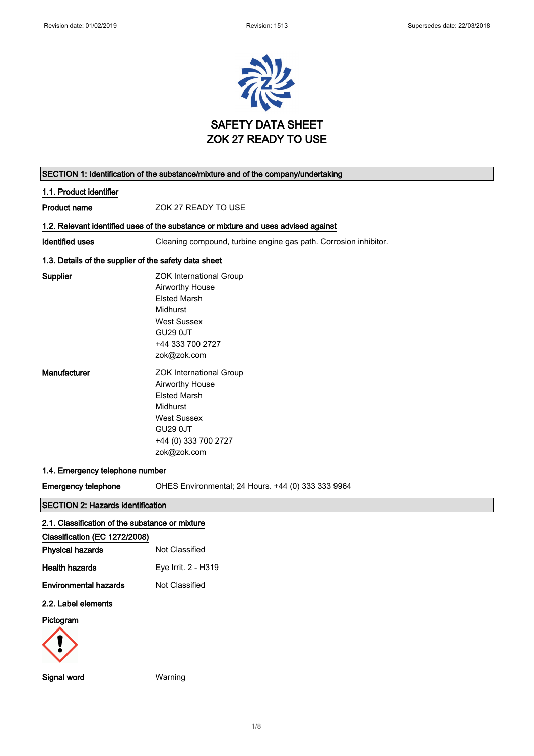Revision date: 01/02/2019 | Revision: 1513 | Supersedes date: 22/03/2018

# SAFETY DATA SHEET
# ZOK 27 READY TO USE

## SECTION 1: Identification of the substance/mixture and of the company/undertaking

### 1.1. Product identifier

**Product name** ZOK 27 READY TO USE

### 1.2. Relevant identified uses of the substance or mixture and uses advised against

**Identified uses** Cleaning compound, turbine engine gas path. Corrosion inhibitor.

### 1.3. Details of the supplier of the safety data sheet

**Supplier**
ZOK International Group
Airworthy House
Elsted Marsh
Midhurst
West Sussex
GU29 0JT
+44 333 700 2727
zok@zok.com

**Manufacturer**
ZOK International Group
Airworthy House
Elsted Marsh
Midhurst
West Sussex
GU29 0JT
+44 (0) 333 700 2727
zok@zok.com

### 1.4. Emergency telephone number

**Emergency telephone** OHES Environmental; 24 Hours. +44 (0) 333 333 9964

## SECTION 2: Hazards identification

### 2.1. Classification of the substance or mixture

**Classification (EC 1272/2008)**

**Physical hazards** Not Classified

**Health hazards** Eye Irrit. 2 - H319

**Environmental hazards** Not Classified

### 2.2. Label elements

**Pictogram**

**Signal word** Warning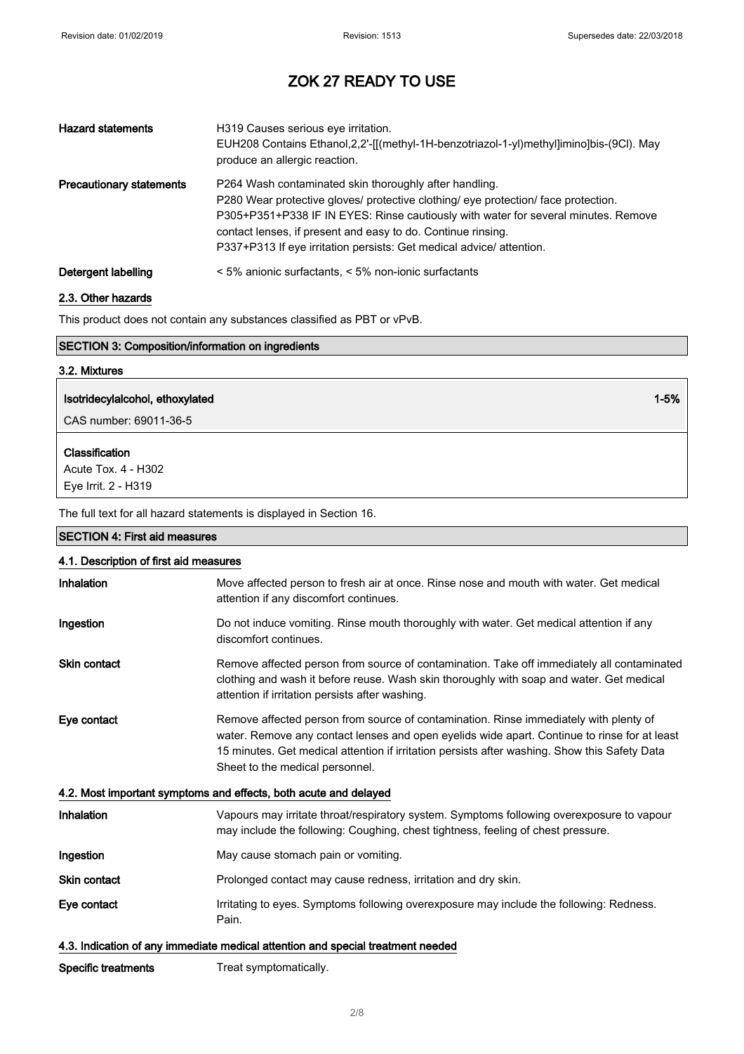# ZOK 27 READY TO USE

| | |
|---|---|
| **Hazard statements** | H319 Causes serious eye irritation.<br>EUH208 Contains Ethanol,2,2'-[[(methyl-1H-benzotriazol-1-yl)methyl]imino]bis-(9Cl). May produce an allergic reaction. |
| **Precautionary statements** | P264 Wash contaminated skin thoroughly after handling.<br>P280 Wear protective gloves/ protective clothing/ eye protection/ face protection.<br>P305+P351+P338 IF IN EYES: Rinse cautiously with water for several minutes. Remove contact lenses, if present and easy to do. Continue rinsing.<br>P337+P313 If eye irritation persists: Get medical advice/ attention. |
| **Detergent labelling** | < 5% anionic surfactants, < 5% non-ionic surfactants |

### 2.3. Other hazards

This product does not contain any substances classified as PBT or vPvB.

## SECTION 3: Composition/information on ingredients

### 3.2. Mixtures

**Isotridecylalcohol, ethoxylated** 1-5%

CAS number: 69011-36-5

**Classification**

Acute Tox. 4 - H302

Eye Irrit. 2 - H319

The full text for all hazard statements is displayed in Section 16.

## SECTION 4: First aid measures

### 4.1. Description of first aid measures

| | |
|---|---|
| **Inhalation** | Move affected person to fresh air at once. Rinse nose and mouth with water. Get medical attention if any discomfort continues. |
| **Ingestion** | Do not induce vomiting. Rinse mouth thoroughly with water. Get medical attention if any discomfort continues. |
| **Skin contact** | Remove affected person from source of contamination. Take off immediately all contaminated clothing and wash it before reuse. Wash skin thoroughly with soap and water. Get medical attention if irritation persists after washing. |
| **Eye contact** | Remove affected person from source of contamination. Rinse immediately with plenty of water. Remove any contact lenses and open eyelids wide apart. Continue to rinse for at least 15 minutes. Get medical attention if irritation persists after washing. Show this Safety Data Sheet to the medical personnel. |

### 4.2. Most important symptoms and effects, both acute and delayed

| | |
|---|---|
| **Inhalation** | Vapours may irritate throat/respiratory system. Symptoms following overexposure to vapour may include the following: Coughing, chest tightness, feeling of chest pressure. |
| **Ingestion** | May cause stomach pain or vomiting. |
| **Skin contact** | Prolonged contact may cause redness, irritation and dry skin. |
| **Eye contact** | Irritating to eyes. Symptoms following overexposure may include the following: Redness. Pain. |

### 4.3. Indication of any immediate medical attention and special treatment needed

| | |
|---|---|
| **Specific treatments** | Treat symptomatically. |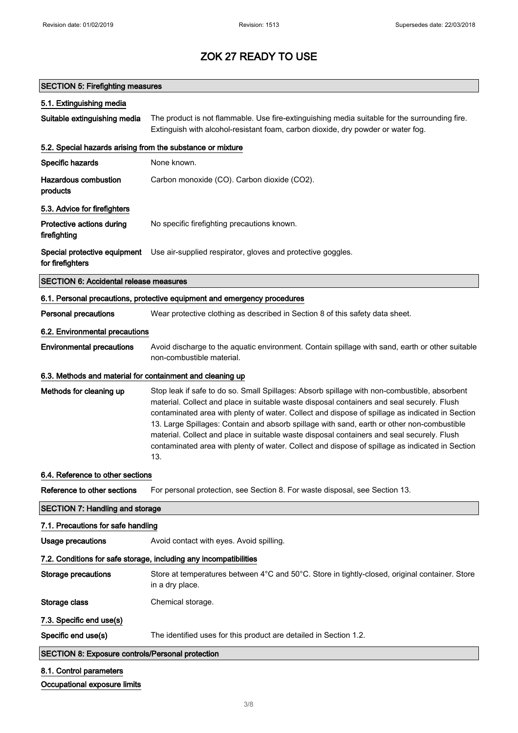# ZOK 27 READY TO USE

## SECTION 5: Firefighting measures

### 5.1. Extinguishing media

**Suitable extinguishing media** The product is not flammable. Use fire-extinguishing media suitable for the surrounding fire. Extinguish with alcohol-resistant foam, carbon dioxide, dry powder or water fog.

### 5.2. Special hazards arising from the substance or mixture

**Specific hazards** None known.

**Hazardous combustion products** Carbon monoxide (CO). Carbon dioxide ($CO_2$).

### 5.3. Advice for firefighters

**Protective actions during firefighting** No specific firefighting precautions known.

**Special protective equipment for firefighters** Use air-supplied respirator, gloves and protective goggles.

## SECTION 6: Accidental release measures

### 6.1. Personal precautions, protective equipment and emergency procedures

**Personal precautions** Wear protective clothing as described in Section 8 of this safety data sheet.

### 6.2. Environmental precautions

**Environmental precautions** Avoid discharge to the aquatic environment. Contain spillage with sand, earth or other suitable non-combustible material.

### 6.3. Methods and material for containment and cleaning up

**Methods for cleaning up** Stop leak if safe to do so. Small Spillages: Absorb spillage with non-combustible, absorbent material. Collect and place in suitable waste disposal containers and seal securely. Flush contaminated area with plenty of water. Collect and dispose of spillage as indicated in Section 13. Large Spillages: Contain and absorb spillage with sand, earth or other non-combustible material. Collect and place in suitable waste disposal containers and seal securely. Flush contaminated area with plenty of water. Collect and dispose of spillage as indicated in Section 13.

### 6.4. Reference to other sections

**Reference to other sections** For personal protection, see Section 8. For waste disposal, see Section 13.

## SECTION 7: Handling and storage

### 7.1. Precautions for safe handling

**Usage precautions** Avoid contact with eyes. Avoid spilling.

### 7.2. Conditions for safe storage, including any incompatibilities

**Storage precautions** Store at temperatures between 4°C and 50°C. Store in tightly-closed, original container. Store in a dry place.

**Storage class** Chemical storage.

### 7.3. Specific end use(s)

**Specific end use(s)** The identified uses for this product are detailed in Section 1.2.

## SECTION 8: Exposure controls/Personal protection

### 8.1. Control parameters

**Occupational exposure limits**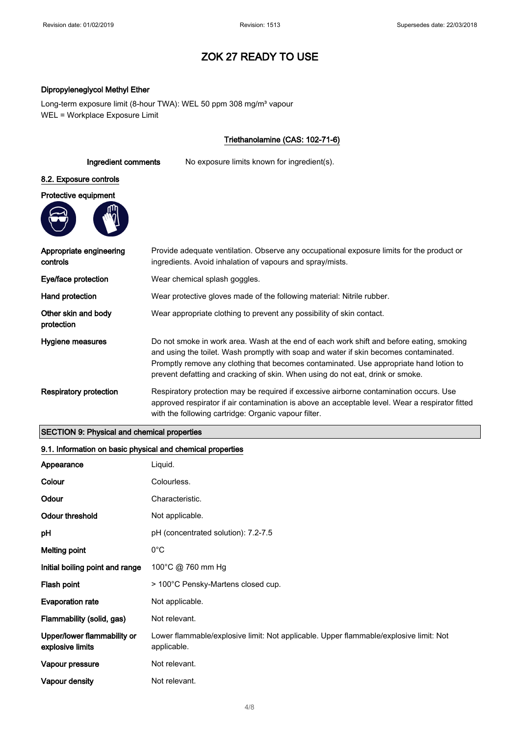# ZOK 27 READY TO USE

**Dipropyleneglycol Methyl Ether**

Long-term exposure limit (8-hour TWA): WEL 50 ppm 308 mg/m³ vapour
WEL = Workplace Exposure Limit

**Triethanolamine (CAS: 102-71-6)**

| | |
|---|---|
| **Ingredient comments** | No exposure limits known for ingredient(s). |

## 8.2. Exposure controls

**Protective equipment**

| | |
|---|---|
| **Appropriate engineering controls** | Provide adequate ventilation. Observe any occupational exposure limits for the product or ingredients. Avoid inhalation of vapours and spray/mists. |
| **Eye/face protection** | Wear chemical splash goggles. |
| **Hand protection** | Wear protective gloves made of the following material: Nitrile rubber. |
| **Other skin and body protection** | Wear appropriate clothing to prevent any possibility of skin contact. |
| **Hygiene measures** | Do not smoke in work area. Wash at the end of each work shift and before eating, smoking and using the toilet. Wash promptly with soap and water if skin becomes contaminated. Promptly remove any clothing that becomes contaminated. Use appropriate hand lotion to prevent defatting and cracking of skin. When using do not eat, drink or smoke. |
| **Respiratory protection** | Respiratory protection may be required if excessive airborne contamination occurs. Use approved respirator if air contamination is above an acceptable level. Wear a respirator fitted with the following cartridge: Organic vapour filter. |

# SECTION 9: Physical and chemical properties

## 9.1. Information on basic physical and chemical properties

| | |
|---|---|
| **Appearance** | Liquid. |
| **Colour** | Colourless. |
| **Odour** | Characteristic. |
| **Odour threshold** | Not applicable. |
| **pH** | pH (concentrated solution): 7.2-7.5 |
| **Melting point** | 0°C |
| **Initial boiling point and range** | 100°C @ 760 mm Hg |
| **Flash point** | > 100°C Pensky-Martens closed cup. |
| **Evaporation rate** | Not applicable. |
| **Flammability (solid, gas)** | Not relevant. |
| **Upper/lower flammability or explosive limits** | Lower flammable/explosive limit: Not applicable. Upper flammable/explosive limit: Not applicable. |
| **Vapour pressure** | Not relevant. |
| **Vapour density** | Not relevant. |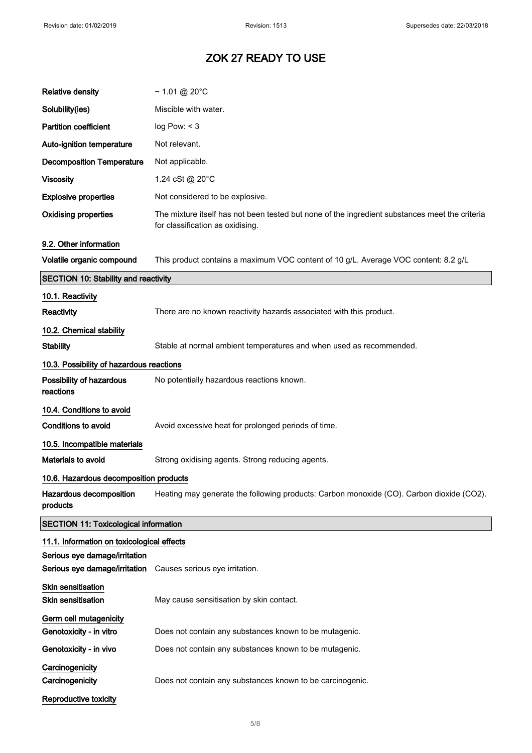# ZOK 27 READY TO USE

| | |
|---|---|
| **Relative density** | ~ 1.01 @ 20°C |
| **Solubility(ies)** | Miscible with water. |
| **Partition coefficient** | log Pow: < 3 |
| **Auto-ignition temperature** | Not relevant. |
| **Decomposition Temperature** | Not applicable. |
| **Viscosity** | 1.24 cSt @ 20°C |
| **Explosive properties** | Not considered to be explosive. |
| **Oxidising properties** | The mixture itself has not been tested but none of the ingredient substances meet the criteria for classification as oxidising. |

### 9.2. Other information

**Volatile organic compound** This product contains a maximum VOC content of 10 g/L. Average VOC content: 8.2 g/L

## SECTION 10: Stability and reactivity

### 10.1. Reactivity

**Reactivity** There are no known reactivity hazards associated with this product.

### 10.2. Chemical stability

**Stability** Stable at normal ambient temperatures and when used as recommended.

### 10.3. Possibility of hazardous reactions

**Possibility of hazardous reactions** No potentially hazardous reactions known.

### 10.4. Conditions to avoid

**Conditions to avoid** Avoid excessive heat for prolonged periods of time.

### 10.5. Incompatible materials

**Materials to avoid** Strong oxidising agents. Strong reducing agents.

### 10.6. Hazardous decomposition products

**Hazardous decomposition products** Heating may generate the following products: Carbon monoxide (CO). Carbon dioxide ($CO_2$).

## SECTION 11: Toxicological information

### 11.1. Information on toxicological effects

**Serious eye damage/irritation**

**Serious eye damage/irritation** Causes serious eye irritation.

**Skin sensitisation**

**Skin sensitisation** May cause sensitisation by skin contact.

**Germ cell mutagenicity**

**Genotoxicity - in vitro** Does not contain any substances known to be mutagenic.

**Genotoxicity - in vivo** Does not contain any substances known to be mutagenic.

**Carcinogenicity**

**Carcinogenicity** Does not contain any substances known to be carcinogenic.

**Reproductive toxicity**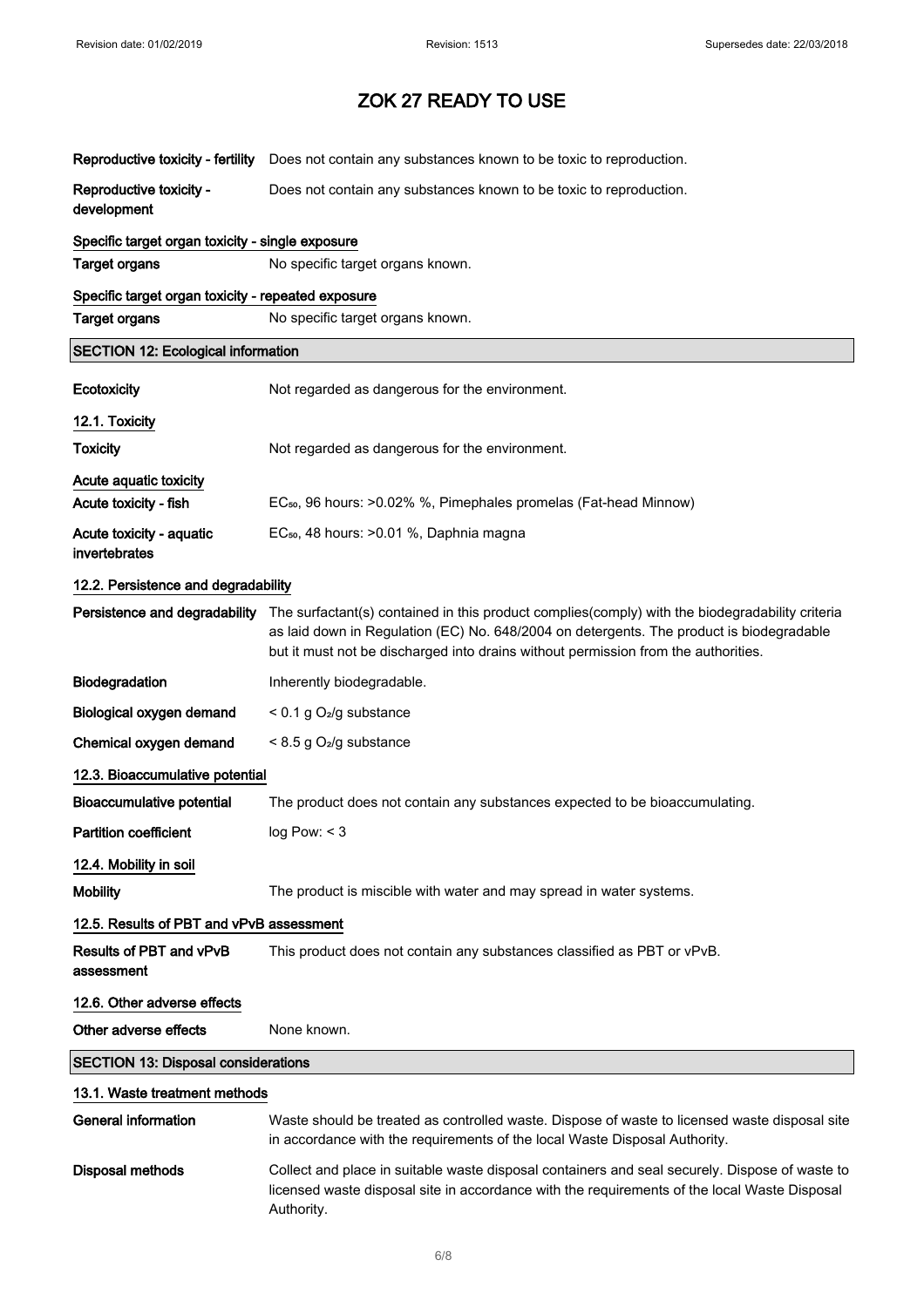# ZOK 27 READY TO USE

**Reproductive toxicity - fertility** Does not contain any substances known to be toxic to reproduction.

**Reproductive toxicity - development** Does not contain any substances known to be toxic to reproduction.

**Specific target organ toxicity - single exposure**

**Target organs** No specific target organs known.

**Specific target organ toxicity - repeated exposure**

**Target organs** No specific target organs known.

## SECTION 12: Ecological information

**Ecotoxicity** Not regarded as dangerous for the environment.

### 12.1. Toxicity

**Toxicity** Not regarded as dangerous for the environment.

**Acute aquatic toxicity**

**Acute toxicity - fish** $EC_{50}$, 96 hours: >0.02% %, Pimephales promelas (Fat-head Minnow)

**Acute toxicity - aquatic invertebrates** $EC_{50}$, 48 hours: >0.01 %, Daphnia magna

### 12.2. Persistence and degradability

**Persistence and degradability** The surfactant(s) contained in this product complies(comply) with the biodegradability criteria as laid down in Regulation (EC) No. 648/2004 on detergents. The product is biodegradable but it must not be discharged into drains without permission from the authorities.

**Biodegradation** Inherently biodegradable.

**Biological oxygen demand** < 0.1 g $O_2$/g substance

**Chemical oxygen demand** < 8.5 g $O_2$/g substance

### 12.3. Bioaccumulative potential

**Bioaccumulative potential** The product does not contain any substances expected to be bioaccumulating.

**Partition coefficient** log Pow: < 3

### 12.4. Mobility in soil

**Mobility** The product is miscible with water and may spread in water systems.

### 12.5. Results of PBT and vPvB assessment

**Results of PBT and vPvB assessment** This product does not contain any substances classified as PBT or vPvB.

### 12.6. Other adverse effects

**Other adverse effects** None known.

## SECTION 13: Disposal considerations

### 13.1. Waste treatment methods

**General information** Waste should be treated as controlled waste. Dispose of waste to licensed waste disposal site in accordance with the requirements of the local Waste Disposal Authority.

**Disposal methods** Collect and place in suitable waste disposal containers and seal securely. Dispose of waste to licensed waste disposal site in accordance with the requirements of the local Waste Disposal Authority.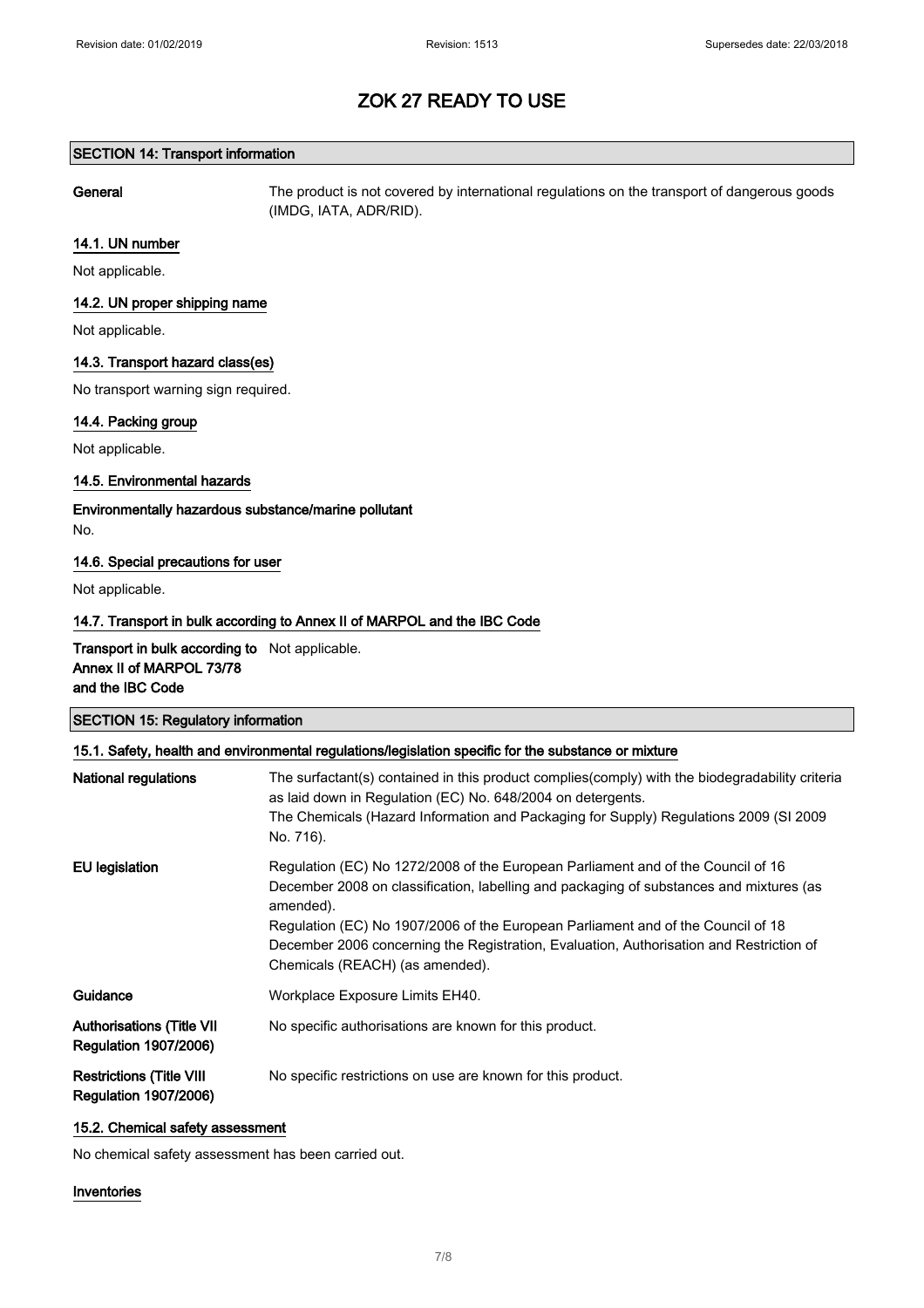# ZOK 27 READY TO USE

## SECTION 14: Transport information

**General** The product is not covered by international regulations on the transport of dangerous goods (IMDG, IATA, ADR/RID).

### 14.1. UN number

Not applicable.

### 14.2. UN proper shipping name

Not applicable.

### 14.3. Transport hazard class(es)

No transport warning sign required.

### 14.4. Packing group

Not applicable.

### 14.5. Environmental hazards

**Environmentally hazardous substance/marine pollutant**

No.

### 14.6. Special precautions for user

Not applicable.

### 14.7. Transport in bulk according to Annex II of MARPOL and the IBC Code

**Transport in bulk according to Annex II of MARPOL 73/78 and the IBC Code** Not applicable.

## SECTION 15: Regulatory information

### 15.1. Safety, health and environmental regulations/legislation specific for the substance or mixture

**National regulations** The surfactant(s) contained in this product complies(comply) with the biodegradability criteria as laid down in Regulation (EC) No. 648/2004 on detergents.
The Chemicals (Hazard Information and Packaging for Supply) Regulations 2009 (SI 2009 No. 716).

**EU legislation** Regulation (EC) No 1272/2008 of the European Parliament and of the Council of 16 December 2008 on classification, labelling and packaging of substances and mixtures (as amended).
Regulation (EC) No 1907/2006 of the European Parliament and of the Council of 18 December 2006 concerning the Registration, Evaluation, Authorisation and Restriction of Chemicals (REACH) (as amended).

**Guidance** Workplace Exposure Limits EH40.

**Authorisations (Title VII Regulation 1907/2006)** No specific authorisations are known for this product.

**Restrictions (Title VIII Regulation 1907/2006)** No specific restrictions on use are known for this product.

### 15.2. Chemical safety assessment

No chemical safety assessment has been carried out.

**Inventories**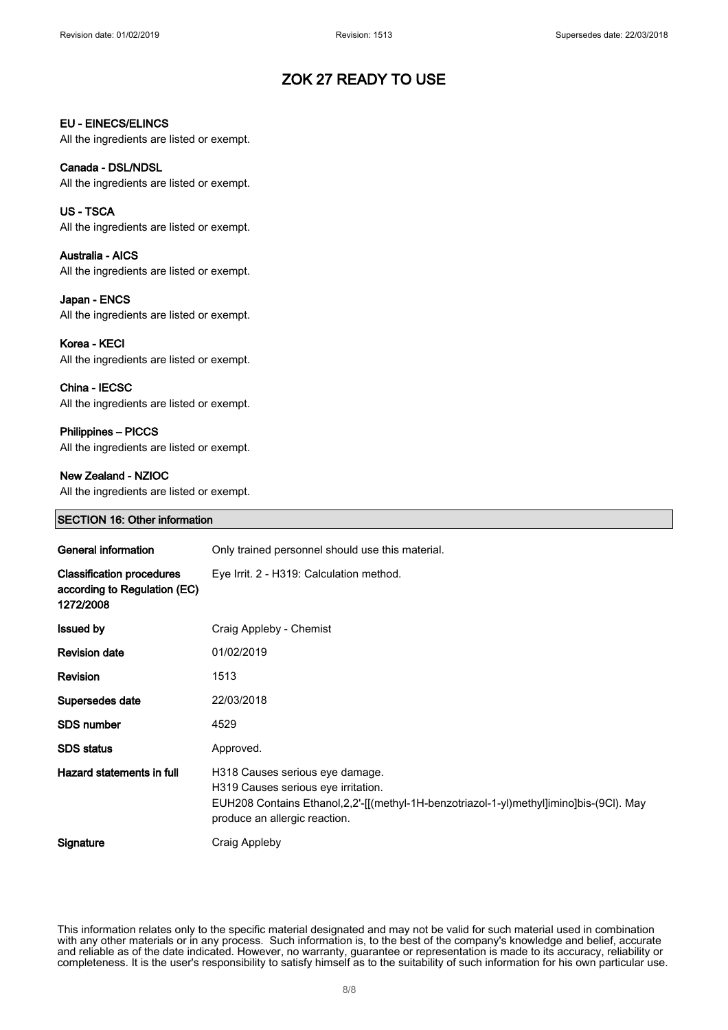# ZOK 27 READY TO USE

**EU - EINECS/ELINCS**

All the ingredients are listed or exempt.

**Canada - DSL/NDSL**

All the ingredients are listed or exempt.

**US - TSCA**

All the ingredients are listed or exempt.

**Australia - AICS**

All the ingredients are listed or exempt.

**Japan - ENCS**

All the ingredients are listed or exempt.

**Korea - KECI**

All the ingredients are listed or exempt.

**China - IECSC**

All the ingredients are listed or exempt.

**Philippines – PICCS**

All the ingredients are listed or exempt.

**New Zealand - NZIOC**

All the ingredients are listed or exempt.

## SECTION 16: Other information

| | |
|---|---|
| **General information** | Only trained personnel should use this material. |
| **Classification procedures according to Regulation (EC) 1272/2008** | Eye Irrit. 2 - H319: Calculation method. |
| **Issued by** | Craig Appleby - Chemist |
| **Revision date** | 01/02/2019 |
| **Revision** | 1513 |
| **Supersedes date** | 22/03/2018 |
| **SDS number** | 4529 |
| **SDS status** | Approved. |
| **Hazard statements in full** | H318 Causes serious eye damage.<br>H319 Causes serious eye irritation.<br>EUH208 Contains Ethanol,2,2'-[[(methyl-1H-benzotriazol-1-yl)methyl]imino]bis-(9Cl). May produce an allergic reaction. |
| **Signature** | Craig Appleby |

This information relates only to the specific material designated and may not be valid for such material used in combination with any other materials or in any process. Such information is, to the best of the company's knowledge and belief, accurate and reliable as of the date indicated. However, no warranty, guarantee or representation is made to its accuracy, reliability or completeness. It is the user's responsibility to satisfy himself as to the suitability of such information for his own particular use.